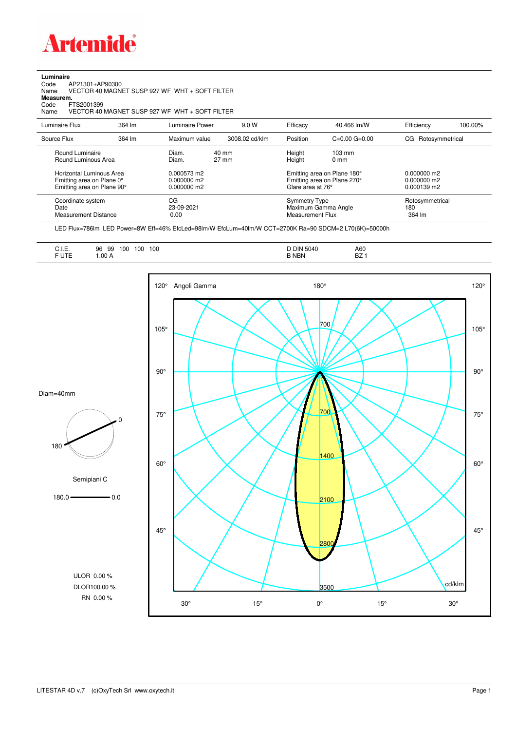# Artemide

**Luminaire**

Code AP21301+AP90300
Name VECTOR 40 MAGNET SUSP 927 WF WHT + SOFT FILTER

**Measurem.**

Code FTS2001399
Name VECTOR 40 MAGNET SUSP 927 WF WHT + SOFT FILTER

| Luminaire Flux | 364 lm | Luminaire Power | 9.0 W | Efficacy | 40.466 lm/W | Efficiency | 100.00% |
|---|---|---|---|---|---|---|---|
| Source Flux | 364 lm | Maximum value | 3008.02 cd/klm | Position | C=0.00 G=0.00 | CG Rotosymmetrical | |

| | | | | |
|---|---|---|---|---|
| Round Luminaire | Diam. 40 mm | Height 103 mm | | |
| Round Luminous Area | Diam. 27 mm | Height 0 mm | | |
| Horizontal Luminous Area | 0.000573 m2 | Emitting area on Plane 180° | 0.000000 m2 | |
| Emitting area on Plane 0° | 0.000000 m2 | Emitting area on Plane 270° | 0.000000 m2 | |
| Emitting area on Plane 90° | 0.000000 m2 | Glare area at 76° | 0.000139 m2 | |
| Coordinate system | CG | Symmetry Type | Rotosymmetrical | |
| Date | 23-09-2021 | Maximum Gamma Angle | 180 | |
| Measurement Distance | 0.00 | Measurement Flux | 364 lm | |

LED Flux=786lm LED Power=8W Eff=46% EfcLed=98lm/W EfcLum=40lm/W CCT=2700K Ra=90 SDCM=2 L70(6K)=50000h

| | | | |
|---|---|---|---|
| C.I.E. | 96 99 100 100 100 | D DIN 5040 | A60 |
| F UTE | 1.00 A | B NBN | BZ 1 |

Diam=40mm

Semipiani C

180.0 — 0.0

ULOR 0.00 %
DLOR 100.00 %
RN 0.00 %

Angoli Gamma — cd/klm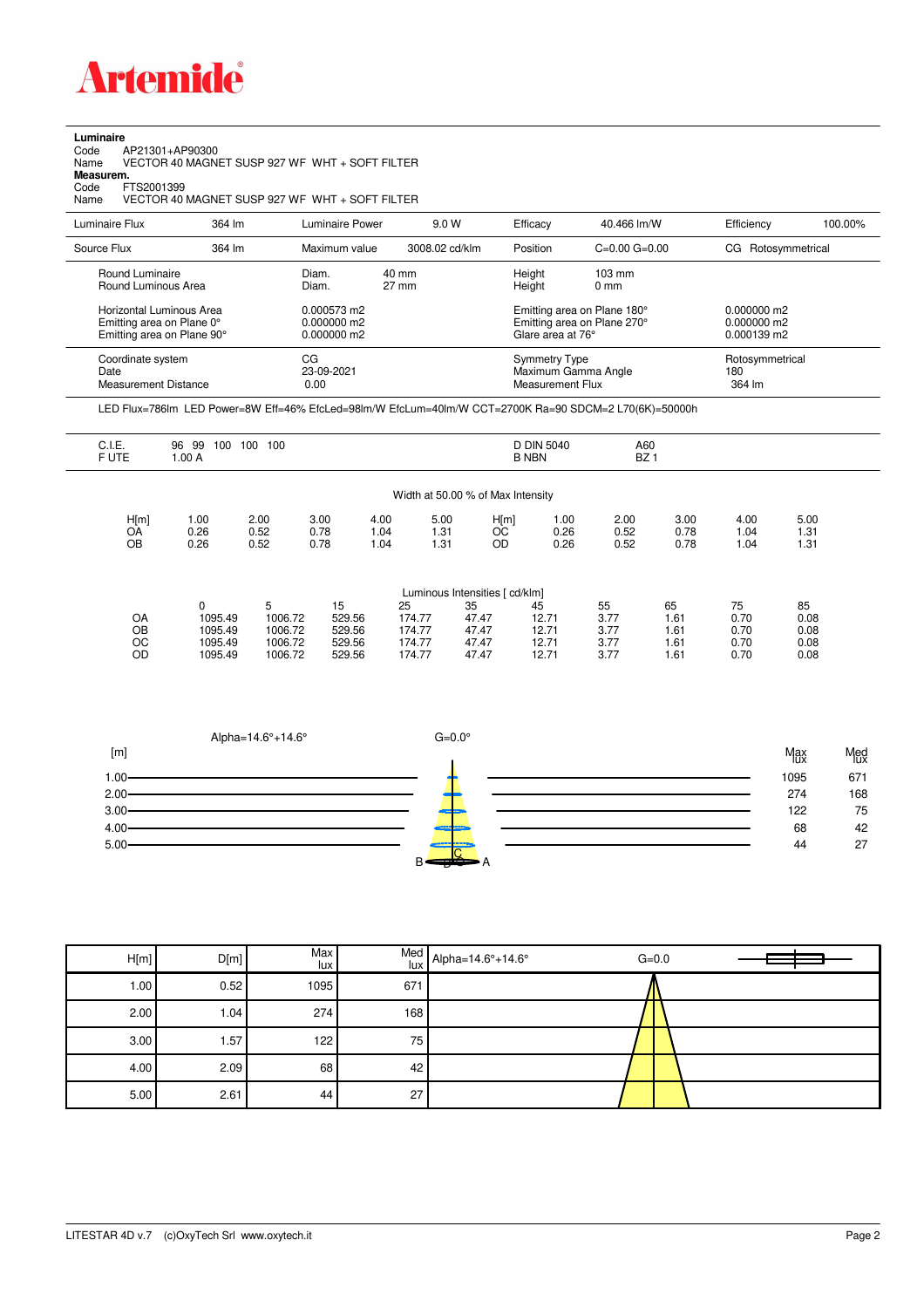# Artemide

**Luminaire**

Code AP21301+AP90300

Name VECTOR 40 MAGNET SUSP 927 WF WHT + SOFT FILTER

**Measurem.**

Code FTS2001399

Name VECTOR 40 MAGNET SUSP 927 WF WHT + SOFT FILTER

| | | | | | | | |
|---|---|---|---|---|---|---|---|
| Luminaire Flux | 364 lm | Luminaire Power | 9.0 W | Efficacy | 40.466 lm/W | Efficiency | 100.00% |
| Source Flux | 364 lm | Maximum value | 3008.02 cd/klm | Position | C=0.00 G=0.00 | CG | Rotosymmetrical |

| | | | | | |
|---|---|---|---|---|---|
| Round Luminaire | Diam. | 40 mm | Height | 103 mm | |
| Round Luminous Area | Diam. | 27 mm | Height | 0 mm | |
| Horizontal Luminous Area | 0.000573 m2 | | Emitting area on Plane 180° | | 0.000000 m2 |
| Emitting area on Plane 0° | 0.000000 m2 | | Emitting area on Plane 270° | | 0.000000 m2 |
| Emitting area on Plane 90° | 0.000000 m2 | | Glare area at 76° | | 0.000139 m2 |
| Coordinate system | CG | | Symmetry Type | | Rotosymmetrical |
| Date | 23-09-2021 | | Maximum Gamma Angle | | 180 |
| Measurement Distance | 0.00 | | Measurement Flux | | 364 lm |

LED Flux=786lm LED Power=8W Eff=46% EfcLed=98lm/W EfcLum=40lm/W CCT=2700K Ra=90 SDCM=2 L70(6K)=50000h

| | | | |
|---|---|---|---|
| C.I.E. | 96 99 100 100 100 | D DIN 5040 | A60 |
| F UTE | 1.00 A | B NBN | BZ 1 |

Width at 50.00 % of Max Intensity

| H[m] | 1.00 | 2.00 | 3.00 | 4.00 | 5.00 | H[m] | 1.00 | 2.00 | 3.00 | 4.00 | 5.00 |
|---|---|---|---|---|---|---|---|---|---|---|---|
| OA | 0.26 | 0.52 | 0.78 | 1.04 | 1.31 | OC | 0.26 | 0.52 | 0.78 | 1.04 | 1.31 |
| OB | 0.26 | 0.52 | 0.78 | 1.04 | 1.31 | OD | 0.26 | 0.52 | 0.78 | 1.04 | 1.31 |

Luminous Intensities [ cd/klm]

| | 0 | 5 | 15 | 25 | 35 | 45 | 55 | 65 | 75 | 85 |
|---|---|---|---|---|---|---|---|---|---|---|
| OA | 1095.49 | 1006.72 | 529.56 | 174.77 | 47.47 | 12.71 | 3.77 | 1.61 | 0.70 | 0.08 |
| OB | 1095.49 | 1006.72 | 529.56 | 174.77 | 47.47 | 12.71 | 3.77 | 1.61 | 0.70 | 0.08 |
| OC | 1095.49 | 1006.72 | 529.56 | 174.77 | 47.47 | 12.71 | 3.77 | 1.61 | 0.70 | 0.08 |
| OD | 1095.49 | 1006.72 | 529.56 | 174.77 | 47.47 | 12.71 | 3.77 | 1.61 | 0.70 | 0.08 |

Alpha=14.6°+14.6°
G=0.0°
[m]
Max lux
Med lux
1.00 1095 671
2.00 274 168
3.00 122 75
4.00 68 42
5.00 44 27
B D C A

| H[m] | D[m] | Max lux | Med lux | Alpha=14.6°+14.6° G=0.0 |
|---|---|---|---|---|
| 1.00 | 0.52 | 1095 | 671 | |
| 2.00 | 1.04 | 274 | 168 | |
| 3.00 | 1.57 | 122 | 75 | |
| 4.00 | 2.09 | 68 | 42 | |
| 5.00 | 2.61 | 44 | 27 | |

LITESTAR 4D v.7 (c)OxyTech Srl www.oxytech.it